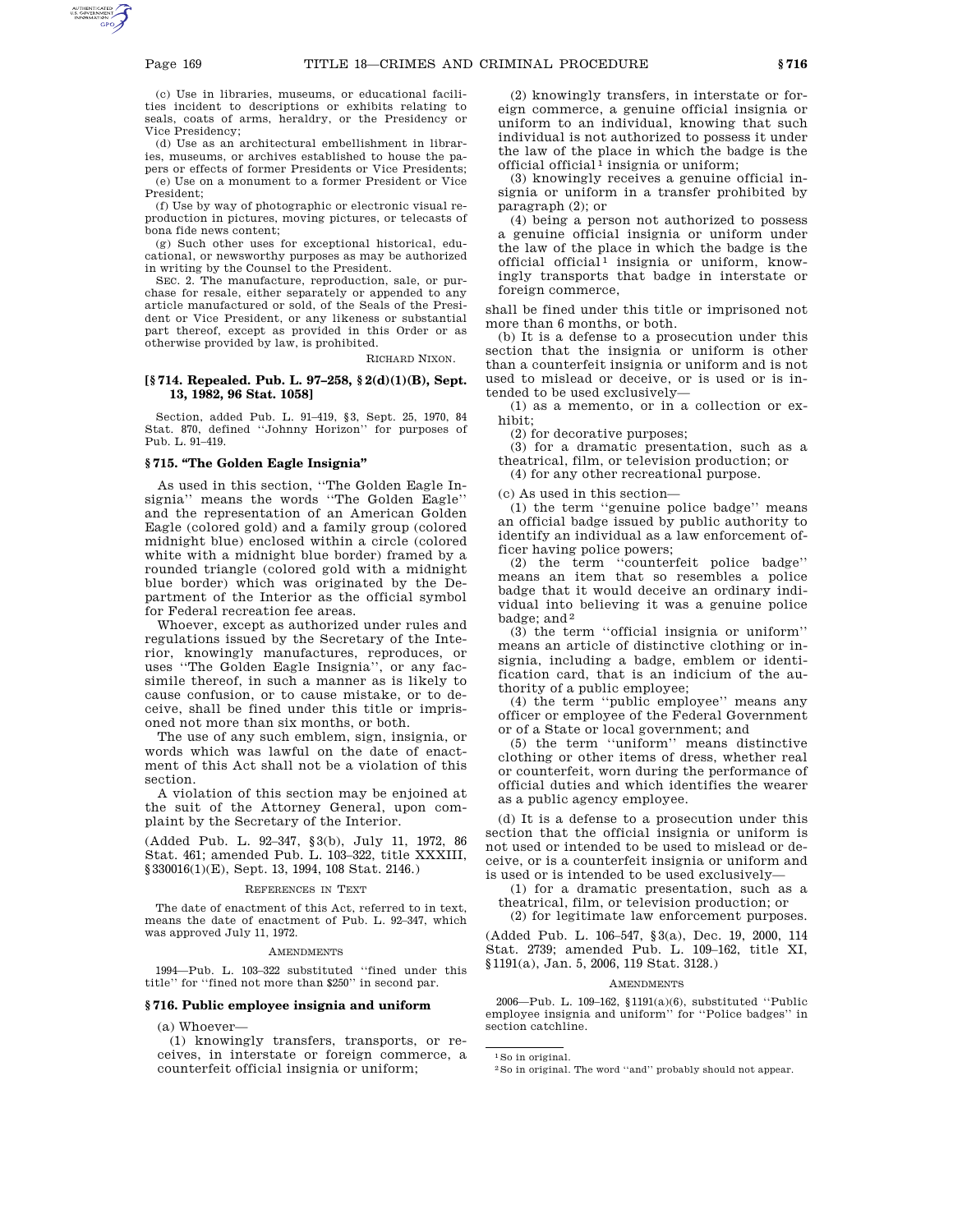(c) Use in libraries, museums, or educational facilities incident to descriptions or exhibits relating to seals, coats of arms, heraldry, or the Presidency or Vice Presidency;

(d) Use as an architectural embellishment in libraries, museums, or archives established to house the papers or effects of former Presidents or Vice Presidents;

(e) Use on a monument to a former President or Vice President;

(f) Use by way of photographic or electronic visual reproduction in pictures, moving pictures, or telecasts of bona fide news content;

(g) Such other uses for exceptional historical, educational, or newsworthy purposes as may be authorized in writing by the Counsel to the President.

SEC. 2. The manufacture, reproduction, sale, or purchase for resale, either separately or appended to any article manufactured or sold, of the Seals of the President or Vice President, or any likeness or substantial part thereof, except as provided in this Order or as otherwise provided by law, is prohibited.

RICHARD NIXON.

### [§ 714. Repealed. Pub. L. 97–258, § 2(d)(1)(B), Sept. 13, 1982, 96 Stat. 1058]

Section, added Pub. L. 91–419, § 3, Sept. 25, 1970, 84 Stat. 870, defined ''Johnny Horizon'' for purposes of Pub. L. 91–419.

### § 715. "The Golden Eagle Insignia"

As used in this section, ''The Golden Eagle Insignia'' means the words ''The Golden Eagle'' and the representation of an American Golden Eagle (colored gold) and a family group (colored midnight blue) enclosed within a circle (colored white with a midnight blue border) framed by a rounded triangle (colored gold with a midnight blue border) which was originated by the Department of the Interior as the official symbol for Federal recreation fee areas.

Whoever, except as authorized under rules and regulations issued by the Secretary of the Interior, knowingly manufactures, reproduces, or uses ''The Golden Eagle Insignia'', or any facsimile thereof, in such a manner as is likely to cause confusion, or to cause mistake, or to deceive, shall be fined under this title or imprisoned not more than six months, or both.

The use of any such emblem, sign, insignia, or words which was lawful on the date of enactment of this Act shall not be a violation of this section.

A violation of this section may be enjoined at the suit of the Attorney General, upon complaint by the Secretary of the Interior.

(Added Pub. L. 92–347, § 3(b), July 11, 1972, 86 Stat. 461; amended Pub. L. 103–322, title XXXIII, § 330016(1)(E), Sept. 13, 1994, 108 Stat. 2146.)

REFERENCES IN TEXT

The date of enactment of this Act, referred to in text, means the date of enactment of Pub. L. 92–347, which was approved July 11, 1972.

AMENDMENTS

1994—Pub. L. 103–322 substituted ''fined under this title'' for ''fined not more than $250'' in second par.

### § 716. Public employee insignia and uniform

(a) Whoever—

(1) knowingly transfers, transports, or receives, in interstate or foreign commerce, a counterfeit official insignia or uniform;

(2) knowingly transfers, in interstate or foreign commerce, a genuine official insignia or uniform to an individual, knowing that such individual is not authorized to possess it under the law of the place in which the badge is the official official[1] insignia or uniform;

(3) knowingly receives a genuine official insignia or uniform in a transfer prohibited by paragraph (2); or

(4) being a person not authorized to possess a genuine official insignia or uniform under the law of the place in which the badge is the official official[1] insignia or uniform, knowingly transports that badge in interstate or foreign commerce,

shall be fined under this title or imprisoned not more than 6 months, or both.

(b) It is a defense to a prosecution under this section that the insignia or uniform is other than a counterfeit insignia or uniform and is not used to mislead or deceive, or is used or is intended to be used exclusively—

(1) as a memento, or in a collection or exhibit;

(2) for decorative purposes;

(3) for a dramatic presentation, such as a theatrical, film, or television production; or

(4) for any other recreational purpose.

(c) As used in this section—

(1) the term ''genuine police badge'' means an official badge issued by public authority to identify an individual as a law enforcement officer having police powers;

(2) the term ''counterfeit police badge'' means an item that so resembles a police badge that it would deceive an ordinary individual into believing it was a genuine police badge; and[2]

(3) the term ''official insignia or uniform'' means an article of distinctive clothing or insignia, including a badge, emblem or identification card, that is an indicium of the authority of a public employee;

(4) the term ''public employee'' means any officer or employee of the Federal Government or of a State or local government; and

(5) the term ''uniform'' means distinctive clothing or other items of dress, whether real or counterfeit, worn during the performance of official duties and which identifies the wearer as a public agency employee.

(d) It is a defense to a prosecution under this section that the official insignia or uniform is not used or intended to be used to mislead or deceive, or is a counterfeit insignia or uniform and is used or is intended to be used exclusively—

(1) for a dramatic presentation, such as a theatrical, film, or television production; or

(2) for legitimate law enforcement purposes.

(Added Pub. L. 106–547, § 3(a), Dec. 19, 2000, 114 Stat. 2739; amended Pub. L. 109–162, title XI, § 1191(a), Jan. 5, 2006, 119 Stat. 3128.)

AMENDMENTS

2006—Pub. L. 109–162, § 1191(a)(6), substituted ''Public employee insignia and uniform'' for ''Police badges'' in section catchline.

[1] So in original.

[2] So in original. The word ''and'' probably should not appear.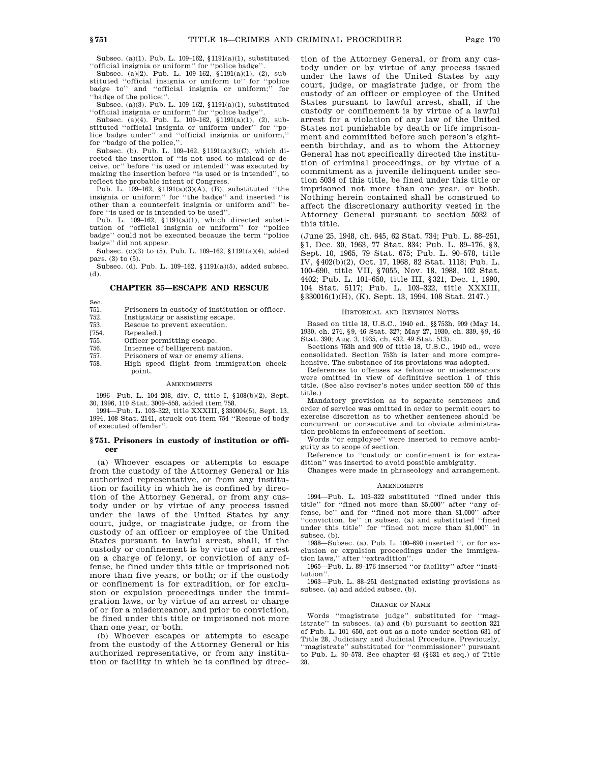Subsec. (a)(1). Pub. L. 109–162, §1191(a)(1), substituted ''official insignia or uniform'' for ''police badge''.

Subsec. (a)(2). Pub. L. 109–162, §1191(a)(1), (2), substituted ''official insignia or uniform to'' for ''police badge to'' and ''official insignia or uniform;'' for ''badge of the police;''.

Subsec. (a)(3). Pub. L. 109–162, §1191(a)(1), substituted ''official insignia or uniform'' for ''police badge''.

Subsec. (a)(4). Pub. L. 109–162, §1191(a)(1), (2), substituted ''official insignia or uniform under'' for ''police badge under'' and ''official insignia or uniform,'' for ''badge of the police,''.

Subsec. (b). Pub. L. 109–162, §1191(a)(3)(C), which directed the insertion of ''is not used to mislead or deceive, or'' before ''is used or intended'' was executed by making the insertion before ''is used or is intended'', to reflect the probable intent of Congress.

Pub. L. 109–162, §1191(a)(3)(A), (B), substituted ''the insignia or uniform'' for ''the badge'' and inserted ''is other than a counterfeit insignia or uniform and'' before ''is used or is intended to be used''.

Pub. L. 109–162, §1191(a)(1), which directed substitution of ''official insignia or uniform'' for ''police badge'' could not be executed because the term ''police badge'' did not appear.

Subsec. (c)(3) to (5). Pub. L. 109–162, §1191(a)(4), added pars. (3) to (5).

Subsec. (d). Pub. L. 109–162, §1191(a)(5), added subsec. (d).

## CHAPTER 35—ESCAPE AND RESCUE

| Sec. | |
|---|---|
| 751. | Prisoners in custody of institution or officer. |
| 752. | Instigating or assisting escape. |
| 753. | Rescue to prevent execution. |
| [754. | Repealed.] |
| 755. | Officer permitting escape. |
| 756. | Internee of belligerent nation. |
| 757. | Prisoners of war or enemy aliens. |
| 758. | High speed flight from immigration checkpoint. |

AMENDMENTS

1996—Pub. L. 104–208, div. C, title I, §108(b)(2), Sept. 30, 1996, 110 Stat. 3009–558, added item 758.

1994—Pub. L. 103–322, title XXXIII, §330004(5), Sept. 13, 1994, 108 Stat. 2141, struck out item 754 ''Rescue of body of executed offender''.

### §751. Prisoners in custody of institution or officer

(a) Whoever escapes or attempts to escape from the custody of the Attorney General or his authorized representative, or from any institution or facility in which he is confined by direction of the Attorney General, or from any custody under or by virtue of any process issued under the laws of the United States by any court, judge, or magistrate judge, or from the custody of an officer or employee of the United States pursuant to lawful arrest, shall, if the custody or confinement is by virtue of an arrest on a charge of felony, or conviction of any offense, be fined under this title or imprisoned not more than five years, or both; or if the custody or confinement is for extradition, or for exclusion or expulsion proceedings under the immigration laws, or by virtue of an arrest or charge of or for a misdemeanor, and prior to conviction, be fined under this title or imprisoned not more than one year, or both.

(b) Whoever escapes or attempts to escape from the custody of the Attorney General or his authorized representative, or from any institution or facility in which he is confined by direction of the Attorney General, or from any custody under or by virtue of any process issued under the laws of the United States by any court, judge, or magistrate judge, or from the custody of an officer or employee of the United States pursuant to lawful arrest, shall, if the custody or confinement is by virtue of a lawful arrest for a violation of any law of the United States not punishable by death or life imprisonment and committed before such person's eighteenth birthday, and as to whom the Attorney General has not specifically directed the institution of criminal proceedings, or by virtue of a commitment as a juvenile delinquent under section 5034 of this title, be fined under this title or imprisoned not more than one year, or both. Nothing herein contained shall be construed to affect the discretionary authority vested in the Attorney General pursuant to section 5032 of this title.

(June 25, 1948, ch. 645, 62 Stat. 734; Pub. L. 88–251, §1, Dec. 30, 1963, 77 Stat. 834; Pub. L. 89–176, §3, Sept. 10, 1965, 79 Stat. 675; Pub. L. 90–578, title IV, §402(b)(2), Oct. 17, 1968, 82 Stat. 1118; Pub. L. 100–690, title VII, §7055, Nov. 18, 1988, 102 Stat. 4402; Pub. L. 101–650, title III, §321, Dec. 1, 1990, 104 Stat. 5117; Pub. L. 103–322, title XXXIII, §330016(1)(H), (K), Sept. 13, 1994, 108 Stat. 2147.)

HISTORICAL AND REVISION NOTES

Based on title 18, U.S.C., 1940 ed., §§753h, 909 (May 14, 1930, ch. 274, §9, 46 Stat. 327; May 27, 1930, ch. 339, §9, 46 Stat. 390; Aug. 3, 1935, ch. 432, 49 Stat. 513).

Sections 753h and 909 of title 18, U.S.C., 1940 ed., were consolidated. Section 753h is later and more comprehensive. The substance of its provisions was adopted.

References to offenses as felonies or misdemeanors were omitted in view of definitive section 1 of this title. (See also reviser's notes under section 550 of this title.)

Mandatory provision as to separate sentences and order of service was omitted in order to permit court to exercise discretion as to whether sentences should be concurrent or consecutive and to obviate administration problems in enforcement of section.

Words ''or employee'' were inserted to remove ambiguity as to scope of section.

Reference to ''custody or confinement is for extradition'' was inserted to avoid possible ambiguity.

Changes were made in phraseology and arrangement.

AMENDMENTS

1994—Pub. L. 103–322 substituted ''fined under this title'' for ''fined not more than $5,000'' after ''any offense, be'' and for ''fined not more than $1,000'' after ''conviction, be'' in subsec. (a) and substituted ''fined under this title'' for ''fined not more than $1,000'' in subsec. (b).

1988—Subsec. (a). Pub. L. 100–690 inserted '', or for exclusion or expulsion proceedings under the immigration laws,'' after ''extradition''.

1965—Pub. L. 89–176 inserted ''or facility'' after ''institution''.

1963—Pub. L. 88–251 designated existing provisions as subsec. (a) and added subsec. (b).

CHANGE OF NAME

Words ''magistrate judge'' substituted for ''magistrate'' in subsecs. (a) and (b) pursuant to section 321 of Pub. L. 101–650, set out as a note under section 631 of Title 28, Judiciary and Judicial Procedure. Previously, ''magistrate'' substituted for ''commissioner'' pursuant to Pub. L. 90–578. See chapter 43 (§631 et seq.) of Title 28.